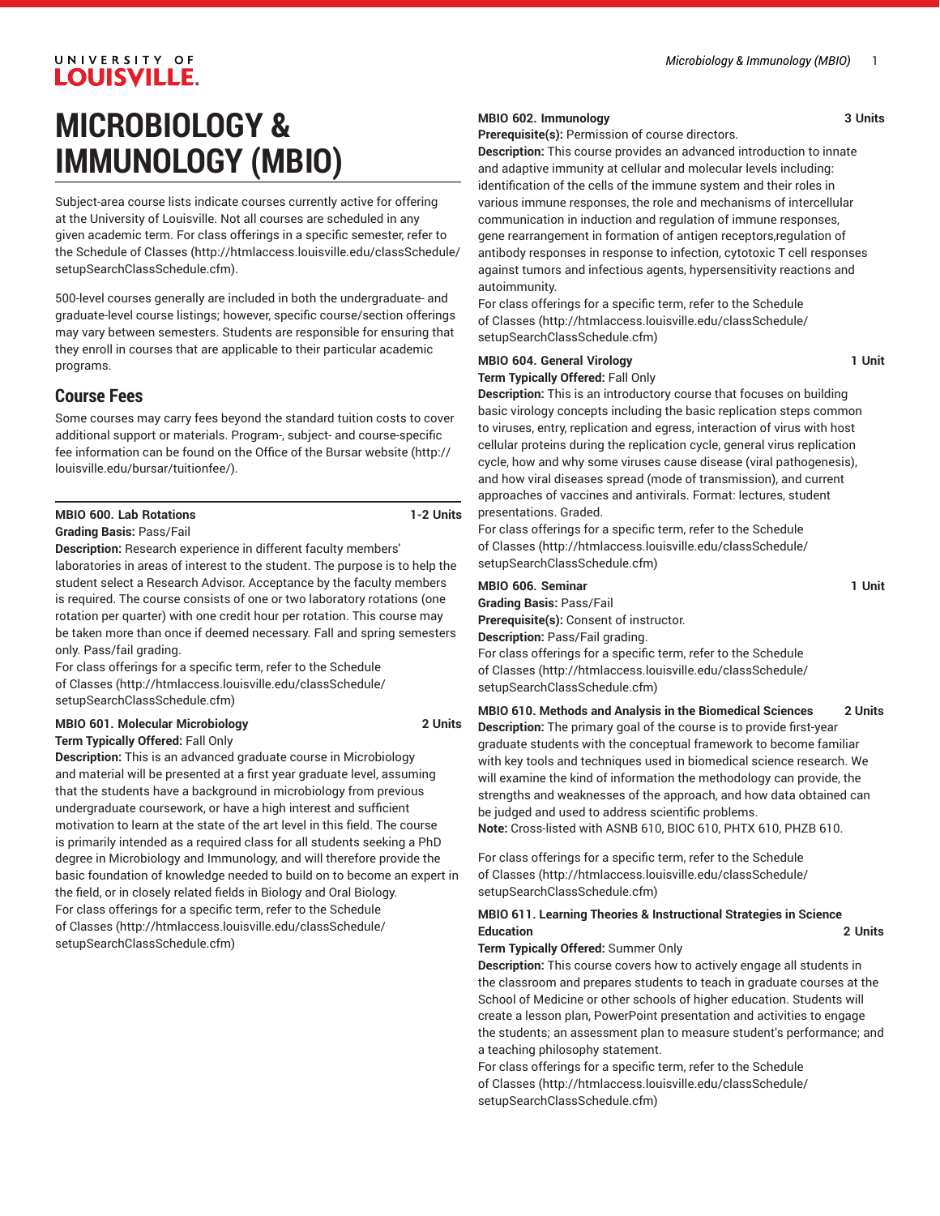# MICROBIOLOGY & IMMUNOLOGY (MBIO)

Subject-area course lists indicate courses currently active for offering at the University of Louisville. Not all courses are scheduled in any given academic term. For class offerings in a specific semester, refer to the Schedule of Classes (http://htmlaccess.louisville.edu/classSchedule/setupSearchClassSchedule.cfm).

500-level courses generally are included in both the undergraduate- and graduate-level course listings; however, specific course/section offerings may vary between semesters. Students are responsible for ensuring that they enroll in courses that are applicable to their particular academic programs.

## Course Fees

Some courses may carry fees beyond the standard tuition costs to cover additional support or materials. Program-, subject- and course-specific fee information can be found on the Office of the Bursar website (http://louisville.edu/bursar/tuitionfee/).

**MBIO 600. Lab Rotations** **1-2 Units**
**Grading Basis:** Pass/Fail
**Description:** Research experience in different faculty members' laboratories in areas of interest to the student. The purpose is to help the student select a Research Advisor. Acceptance by the faculty members is required. The course consists of one or two laboratory rotations (one rotation per quarter) with one credit hour per rotation. This course may be taken more than once if deemed necessary. Fall and spring semesters only. Pass/fail grading.
For class offerings for a specific term, refer to the Schedule of Classes (http://htmlaccess.louisville.edu/classSchedule/setupSearchClassSchedule.cfm)

**MBIO 601. Molecular Microbiology** **2 Units**
**Term Typically Offered:** Fall Only
**Description:** This is an advanced graduate course in Microbiology and material will be presented at a first year graduate level, assuming that the students have a background in microbiology from previous undergraduate coursework, or have a high interest and sufficient motivation to learn at the state of the art level in this field. The course is primarily intended as a required class for all students seeking a PhD degree in Microbiology and Immunology, and will therefore provide the basic foundation of knowledge needed to build on to become an expert in the field, or in closely related fields in Biology and Oral Biology.
For class offerings for a specific term, refer to the Schedule of Classes (http://htmlaccess.louisville.edu/classSchedule/setupSearchClassSchedule.cfm)

**MBIO 602. Immunology** **3 Units**
**Prerequisite(s):** Permission of course directors.
**Description:** This course provides an advanced introduction to innate and adaptive immunity at cellular and molecular levels including: identification of the cells of the immune system and their roles in various immune responses, the role and mechanisms of intercellular communication in induction and regulation of immune responses, gene rearrangement in formation of antigen receptors,regulation of antibody responses in response to infection, cytotoxic T cell responses against tumors and infectious agents, hypersensitivity reactions and autoimmunity.
For class offerings for a specific term, refer to the Schedule of Classes (http://htmlaccess.louisville.edu/classSchedule/setupSearchClassSchedule.cfm)

**MBIO 604. General Virology** **1 Unit**
**Term Typically Offered:** Fall Only
**Description:** This is an introductory course that focuses on building basic virology concepts including the basic replication steps common to viruses, entry, replication and egress, interaction of virus with host cellular proteins during the replication cycle, general virus replication cycle, how and why some viruses cause disease (viral pathogenesis), and how viral diseases spread (mode of transmission), and current approaches of vaccines and antivirals. Format: lectures, student presentations. Graded.
For class offerings for a specific term, refer to the Schedule of Classes (http://htmlaccess.louisville.edu/classSchedule/setupSearchClassSchedule.cfm)

**MBIO 606. Seminar** **1 Unit**
**Grading Basis:** Pass/Fail
**Prerequisite(s):** Consent of instructor.
**Description:** Pass/Fail grading.
For class offerings for a specific term, refer to the Schedule of Classes (http://htmlaccess.louisville.edu/classSchedule/setupSearchClassSchedule.cfm)

**MBIO 610. Methods and Analysis in the Biomedical Sciences** **2 Units**
**Description:** The primary goal of the course is to provide first-year graduate students with the conceptual framework to become familiar with key tools and techniques used in biomedical science research. We will examine the kind of information the methodology can provide, the strengths and weaknesses of the approach, and how data obtained can be judged and used to address scientific problems.
**Note:** Cross-listed with ASNB 610, BIOC 610, PHTX 610, PHZB 610.

For class offerings for a specific term, refer to the Schedule of Classes (http://htmlaccess.louisville.edu/classSchedule/setupSearchClassSchedule.cfm)

**MBIO 611. Learning Theories & Instructional Strategies in Science Education** **2 Units**
**Term Typically Offered:** Summer Only
**Description:** This course covers how to actively engage all students in the classroom and prepares students to teach in graduate courses at the School of Medicine or other schools of higher education. Students will create a lesson plan, PowerPoint presentation and activities to engage the students; an assessment plan to measure student's performance; and a teaching philosophy statement.
For class offerings for a specific term, refer to the Schedule of Classes (http://htmlaccess.louisville.edu/classSchedule/setupSearchClassSchedule.cfm)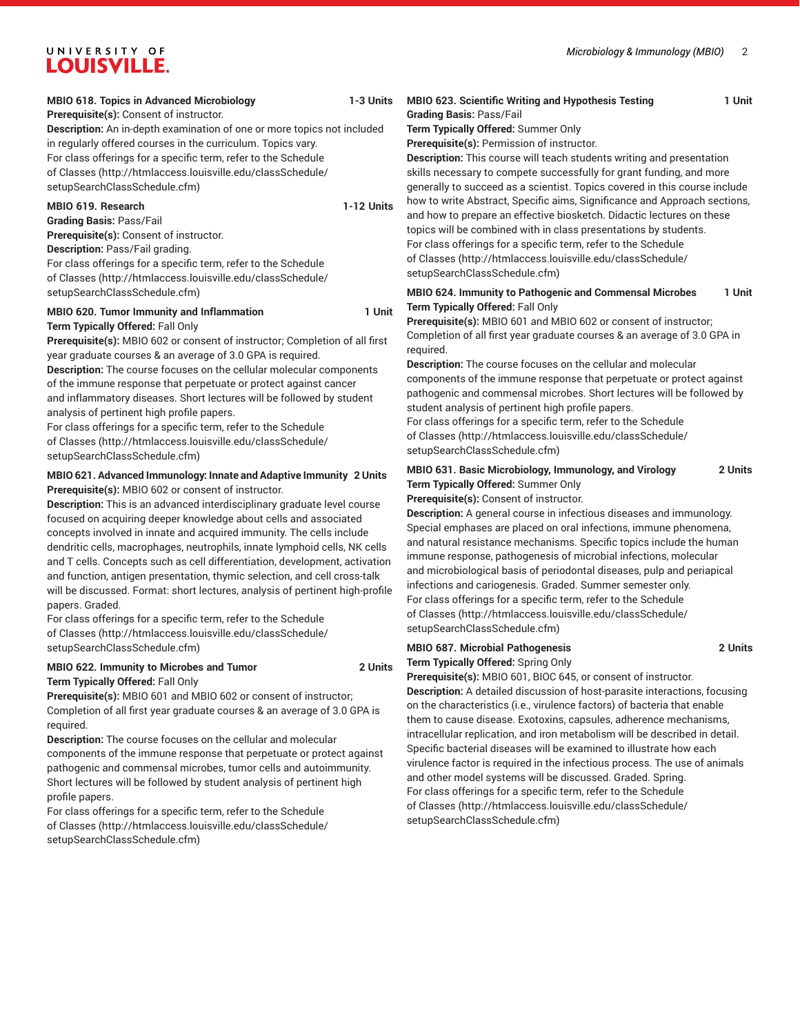**MBIO 618. Topics in Advanced Microbiology 1-3 Units**

**Prerequisite(s):** Consent of instructor.

**Description:** An in-depth examination of one or more topics not included in regularly offered courses in the curriculum. Topics vary.

For class offerings for a specific term, refer to the Schedule of Classes (http://htmlaccess.louisville.edu/classSchedule/setupSearchClassSchedule.cfm)

**MBIO 619. Research 1-12 Units**

**Grading Basis:** Pass/Fail

**Prerequisite(s):** Consent of instructor.

**Description:** Pass/Fail grading.

For class offerings for a specific term, refer to the Schedule of Classes (http://htmlaccess.louisville.edu/classSchedule/setupSearchClassSchedule.cfm)

**MBIO 620. Tumor Immunity and Inflammation 1 Unit**

**Term Typically Offered:** Fall Only

**Prerequisite(s):** MBIO 602 or consent of instructor; Completion of all first year graduate courses & an average of 3.0 GPA is required.

**Description:** The course focuses on the cellular molecular components of the immune response that perpetuate or protect against cancer and inflammatory diseases. Short lectures will be followed by student analysis of pertinent high profile papers.

For class offerings for a specific term, refer to the Schedule of Classes (http://htmlaccess.louisville.edu/classSchedule/setupSearchClassSchedule.cfm)

**MBIO 621. Advanced Immunology: Innate and Adaptive Immunity 2 Units**

**Prerequisite(s):** MBIO 602 or consent of instructor.

**Description:** This is an advanced interdisciplinary graduate level course focused on acquiring deeper knowledge about cells and associated concepts involved in innate and acquired immunity. The cells include dendritic cells, macrophages, neutrophils, innate lymphoid cells, NK cells and T cells. Concepts such as cell differentiation, development, activation and function, antigen presentation, thymic selection, and cell cross-talk will be discussed. Format: short lectures, analysis of pertinent high-profile papers. Graded.

For class offerings for a specific term, refer to the Schedule of Classes (http://htmlaccess.louisville.edu/classSchedule/setupSearchClassSchedule.cfm)

**MBIO 622. Immunity to Microbes and Tumor 2 Units**

**Term Typically Offered:** Fall Only

**Prerequisite(s):** MBIO 601 and MBIO 602 or consent of instructor; Completion of all first year graduate courses & an average of 3.0 GPA is required.

**Description:** The course focuses on the cellular and molecular components of the immune response that perpetuate or protect against pathogenic and commensal microbes, tumor cells and autoimmunity. Short lectures will be followed by student analysis of pertinent high profile papers.

For class offerings for a specific term, refer to the Schedule of Classes (http://htmlaccess.louisville.edu/classSchedule/setupSearchClassSchedule.cfm)

**MBIO 623. Scientific Writing and Hypothesis Testing 1 Unit**

**Grading Basis:** Pass/Fail

**Term Typically Offered:** Summer Only

**Prerequisite(s):** Permission of instructor.

**Description:** This course will teach students writing and presentation skills necessary to compete successfully for grant funding, and more generally to succeed as a scientist. Topics covered in this course include how to write Abstract, Specific aims, Significance and Approach sections, and how to prepare an effective biosketch. Didactic lectures on these topics will be combined with in class presentations by students.

For class offerings for a specific term, refer to the Schedule of Classes (http://htmlaccess.louisville.edu/classSchedule/setupSearchClassSchedule.cfm)

**MBIO 624. Immunity to Pathogenic and Commensal Microbes 1 Unit**

**Term Typically Offered:** Fall Only

**Prerequisite(s):** MBIO 601 and MBIO 602 or consent of instructor; Completion of all first year graduate courses & an average of 3.0 GPA in required.

**Description:** The course focuses on the cellular and molecular components of the immune response that perpetuate or protect against pathogenic and commensal microbes. Short lectures will be followed by student analysis of pertinent high profile papers.

For class offerings for a specific term, refer to the Schedule of Classes (http://htmlaccess.louisville.edu/classSchedule/setupSearchClassSchedule.cfm)

**MBIO 631. Basic Microbiology, Immunology, and Virology 2 Units**

**Term Typically Offered:** Summer Only

**Prerequisite(s):** Consent of instructor.

**Description:** A general course in infectious diseases and immunology. Special emphases are placed on oral infections, immune phenomena, and natural resistance mechanisms. Specific topics include the human immune response, pathogenesis of microbial infections, molecular and microbiological basis of periodontal diseases, pulp and periapical infections and cariogenesis. Graded. Summer semester only.

For class offerings for a specific term, refer to the Schedule of Classes (http://htmlaccess.louisville.edu/classSchedule/setupSearchClassSchedule.cfm)

**MBIO 687. Microbial Pathogenesis 2 Units**

**Term Typically Offered:** Spring Only

**Prerequisite(s):** MBIO 601, BIOC 645, or consent of instructor.

**Description:** A detailed discussion of host-parasite interactions, focusing on the characteristics (i.e., virulence factors) of bacteria that enable them to cause disease. Exotoxins, capsules, adherence mechanisms, intracellular replication, and iron metabolism will be described in detail. Specific bacterial diseases will be examined to illustrate how each virulence factor is required in the infectious process. The use of animals and other model systems will be discussed. Graded. Spring.

For class offerings for a specific term, refer to the Schedule of Classes (http://htmlaccess.louisville.edu/classSchedule/setupSearchClassSchedule.cfm)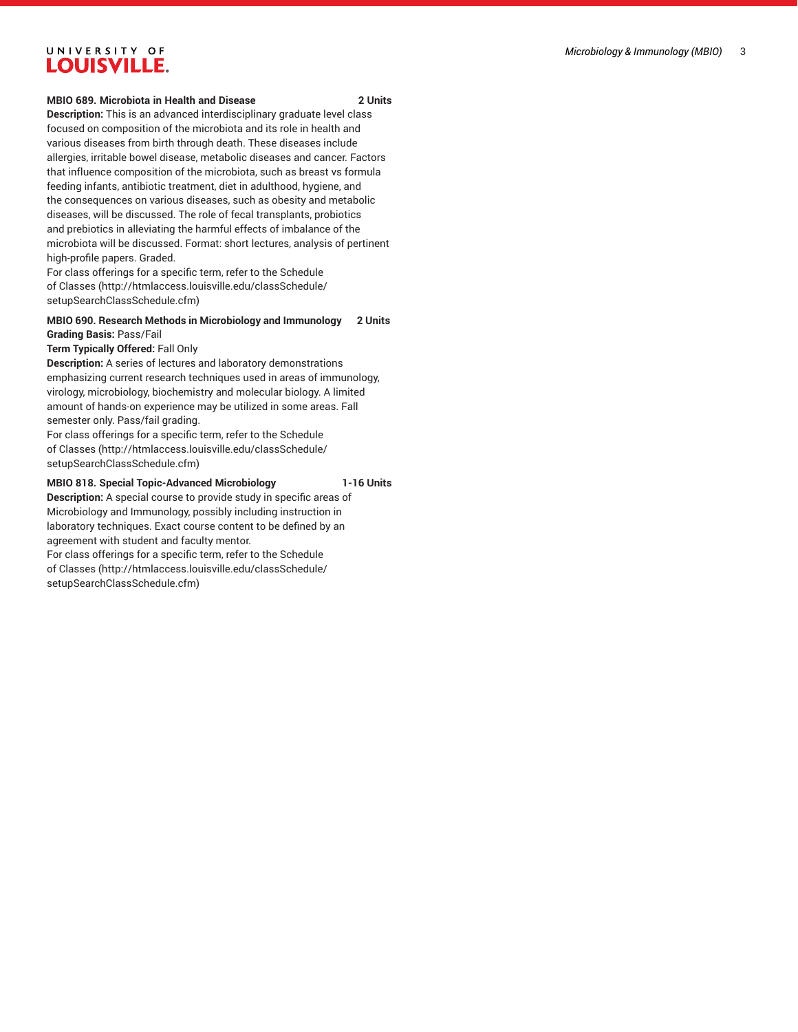**MBIO 689. Microbiota in Health and Disease** **2 Units**

**Description:** This is an advanced interdisciplinary graduate level class focused on composition of the microbiota and its role in health and various diseases from birth through death. These diseases include allergies, irritable bowel disease, metabolic diseases and cancer. Factors that influence composition of the microbiota, such as breast vs formula feeding infants, antibiotic treatment, diet in adulthood, hygiene, and the consequences on various diseases, such as obesity and metabolic diseases, will be discussed. The role of fecal transplants, probiotics and prebiotics in alleviating the harmful effects of imbalance of the microbiota will be discussed. Format: short lectures, analysis of pertinent high-profile papers. Graded.

For class offerings for a specific term, refer to the Schedule of Classes (http://htmlaccess.louisville.edu/classSchedule/setupSearchClassSchedule.cfm)

**MBIO 690. Research Methods in Microbiology and Immunology** **2 Units**

**Grading Basis:** Pass/Fail

**Term Typically Offered:** Fall Only

**Description:** A series of lectures and laboratory demonstrations emphasizing current research techniques used in areas of immunology, virology, microbiology, biochemistry and molecular biology. A limited amount of hands-on experience may be utilized in some areas. Fall semester only. Pass/fail grading.

For class offerings for a specific term, refer to the Schedule of Classes (http://htmlaccess.louisville.edu/classSchedule/setupSearchClassSchedule.cfm)

**MBIO 818. Special Topic-Advanced Microbiology** **1-16 Units**

**Description:** A special course to provide study in specific areas of Microbiology and Immunology, possibly including instruction in laboratory techniques. Exact course content to be defined by an agreement with student and faculty mentor.

For class offerings for a specific term, refer to the Schedule of Classes (http://htmlaccess.louisville.edu/classSchedule/setupSearchClassSchedule.cfm)